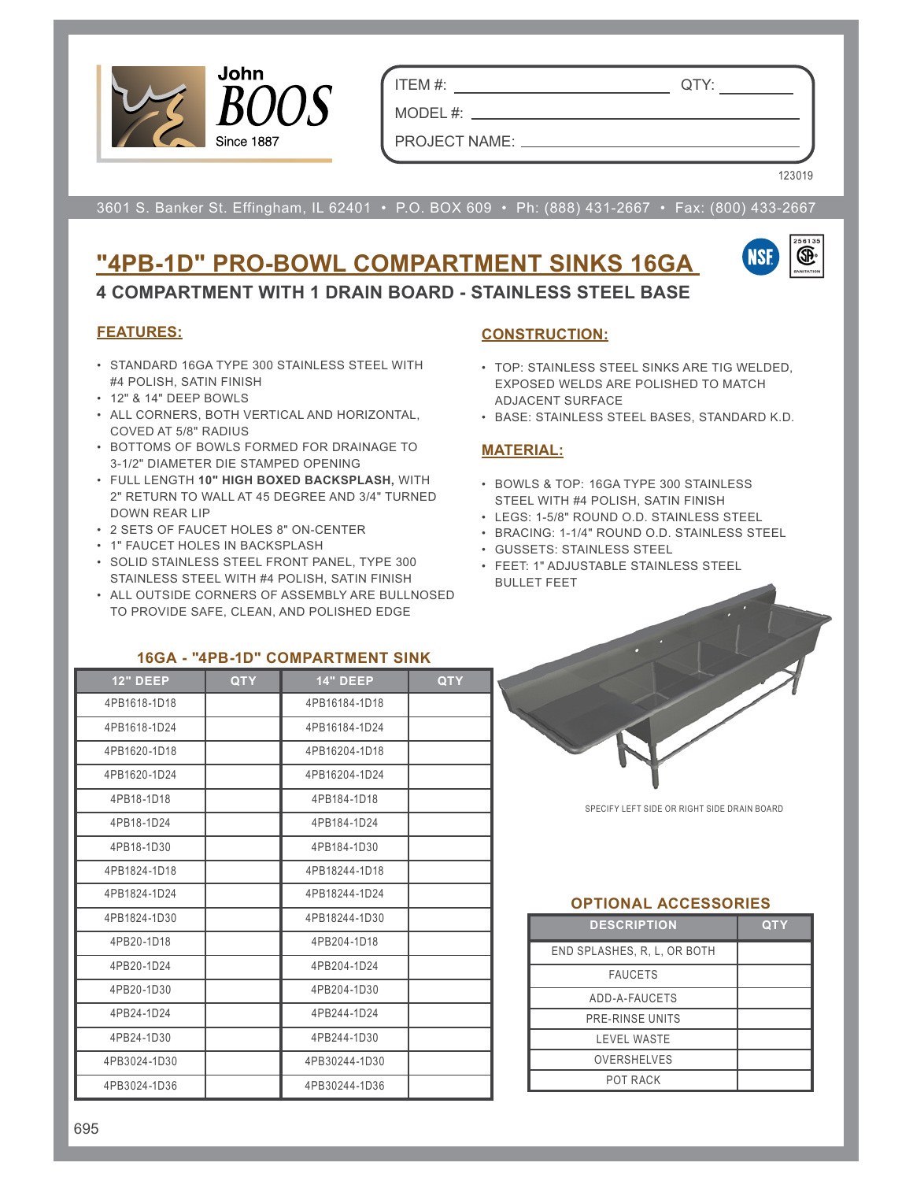John BOOS Since 1887

ITEM #: ______________________ QTY: __________

MODEL #: ______________________________________

PROJECT NAME: _________________________________

123019

3601 S. Banker St. Effingham, IL 62401 • P.O. BOX 609 • Ph: (888) 431-2667 • Fax: (800) 433-2667

# "4PB-1D" PRO-BOWL COMPARTMENT SINKS 16GA

## 4 COMPARTMENT WITH 1 DRAIN BOARD - STAINLESS STEEL BASE

### FEATURES:

- STANDARD 16GA TYPE 300 STAINLESS STEEL WITH #4 POLISH, SATIN FINISH
- 12" & 14" DEEP BOWLS
- ALL CORNERS, BOTH VERTICAL AND HORIZONTAL, COVED AT 5/8" RADIUS
- BOTTOMS OF BOWLS FORMED FOR DRAINAGE TO 3-1/2" DIAMETER DIE STAMPED OPENING
- FULL LENGTH **10" HIGH BOXED BACKSPLASH,** WITH 2" RETURN TO WALL AT 45 DEGREE AND 3/4" TURNED DOWN REAR LIP
- 2 SETS OF FAUCET HOLES 8" ON-CENTER
- 1" FAUCET HOLES IN BACKSPLASH
- SOLID STAINLESS STEEL FRONT PANEL, TYPE 300 STAINLESS STEEL WITH #4 POLISH, SATIN FINISH
- ALL OUTSIDE CORNERS OF ASSEMBLY ARE BULLNOSED TO PROVIDE SAFE, CLEAN, AND POLISHED EDGE

### CONSTRUCTION:

- TOP: STAINLESS STEEL SINKS ARE TIG WELDED, EXPOSED WELDS ARE POLISHED TO MATCH ADJACENT SURFACE
- BASE: STAINLESS STEEL BASES, STANDARD K.D.

### MATERIAL:

- BOWLS & TOP: 16GA TYPE 300 STAINLESS STEEL WITH #4 POLISH, SATIN FINISH
- LEGS: 1-5/8" ROUND O.D. STAINLESS STEEL
- BRACING: 1-1/4" ROUND O.D. STAINLESS STEEL
- GUSSETS: STAINLESS STEEL
- FEET: 1" ADJUSTABLE STAINLESS STEEL BULLET FEET

### 16GA - "4PB-1D" COMPARTMENT SINK

| 12" DEEP | QTY | 14" DEEP | QTY |
|---|---|---|---|
| 4PB1618-1D18 | | 4PB16184-1D18 | |
| 4PB1618-1D24 | | 4PB16184-1D24 | |
| 4PB1620-1D18 | | 4PB16204-1D18 | |
| 4PB1620-1D24 | | 4PB16204-1D24 | |
| 4PB18-1D18 | | 4PB184-1D18 | |
| 4PB18-1D24 | | 4PB184-1D24 | |
| 4PB18-1D30 | | 4PB184-1D30 | |
| 4PB1824-1D18 | | 4PB18244-1D18 | |
| 4PB1824-1D24 | | 4PB18244-1D24 | |
| 4PB1824-1D30 | | 4PB18244-1D30 | |
| 4PB20-1D18 | | 4PB204-1D18 | |
| 4PB20-1D24 | | 4PB204-1D24 | |
| 4PB20-1D30 | | 4PB204-1D30 | |
| 4PB24-1D24 | | 4PB244-1D24 | |
| 4PB24-1D30 | | 4PB244-1D30 | |
| 4PB3024-1D30 | | 4PB30244-1D30 | |
| 4PB3024-1D36 | | 4PB30244-1D36 | |

SPECIFY LEFT SIDE OR RIGHT SIDE DRAIN BOARD

### OPTIONAL ACCESSORIES

| DESCRIPTION | QTY |
|---|---|
| END SPLASHES, R, L, OR BOTH | |
| FAUCETS | |
| ADD-A-FAUCETS | |
| PRE-RINSE UNITS | |
| LEVEL WASTE | |
| OVERSHELVES | |
| POT RACK | |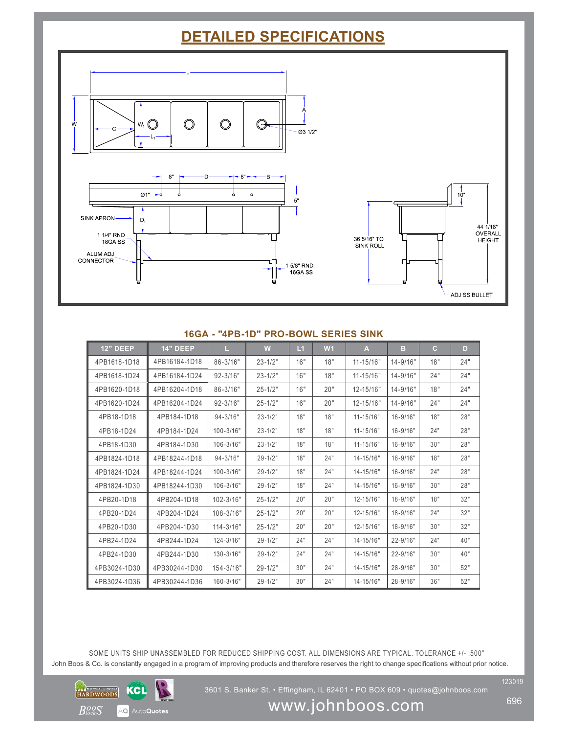# DETAILED SPECIFICATIONS

L

W

C

$W_1$

$L_1$

A

Ø3 1/2"

8"

D

8"

B

Ø1"

5"

SINK APRON

$D_1$

1 1/4" RND 18GA SS

ALUM ADJ CONNECTOR

1 5/8" RND. 16GA SS

10"

36 5/16" TO SINK ROLL

44 1/16" OVERALL HEIGHT

ADJ SS BULLET

## 16GA - "4PB-1D" PRO-BOWL SERIES SINK

| 12" DEEP | 14" DEEP | L | W | L1 | W1 | A | B | C | D |
|---|---|---|---|---|---|---|---|---|---|
| 4PB1618-1D18 | 4PB16184-1D18 | 86-3/16" | 23-1/2" | 16" | 18" | 11-15/16" | 14-9/16" | 18" | 24" |
| 4PB1618-1D24 | 4PB16184-1D24 | 92-3/16" | 23-1/2" | 16" | 18" | 11-15/16" | 14-9/16" | 24" | 24" |
| 4PB1620-1D18 | 4PB16204-1D18 | 86-3/16" | 25-1/2" | 16" | 20" | 12-15/16" | 14-9/16" | 18" | 24" |
| 4PB1620-1D24 | 4PB16204-1D24 | 92-3/16" | 25-1/2" | 16" | 20" | 12-15/16" | 14-9/16" | 24" | 24" |
| 4PB18-1D18 | 4PB184-1D18 | 94-3/16" | 23-1/2" | 18" | 18" | 11-15/16" | 16-9/16" | 18" | 28" |
| 4PB18-1D24 | 4PB184-1D24 | 100-3/16" | 23-1/2" | 18" | 18" | 11-15/16" | 16-9/16" | 24" | 28" |
| 4PB18-1D30 | 4PB184-1D30 | 106-3/16" | 23-1/2" | 18" | 18" | 11-15/16" | 16-9/16" | 30" | 28" |
| 4PB1824-1D18 | 4PB18244-1D18 | 94-3/16" | 29-1/2" | 18" | 24" | 14-15/16" | 16-9/16" | 18" | 28" |
| 4PB1824-1D24 | 4PB18244-1D24 | 100-3/16" | 29-1/2" | 18" | 24" | 14-15/16" | 16-9/16" | 24" | 28" |
| 4PB1824-1D30 | 4PB18244-1D30 | 106-3/16" | 29-1/2" | 18" | 24" | 14-15/16" | 16-9/16" | 30" | 28" |
| 4PB20-1D18 | 4PB204-1D18 | 102-3/16" | 25-1/2" | 20" | 20" | 12-15/16" | 18-9/16" | 18" | 32" |
| 4PB20-1D24 | 4PB204-1D24 | 108-3/16" | 25-1/2" | 20" | 20" | 12-15/16" | 18-9/16" | 24" | 32" |
| 4PB20-1D30 | 4PB204-1D30 | 114-3/16" | 25-1/2" | 20" | 20" | 12-15/16" | 18-9/16" | 30" | 32" |
| 4PB24-1D24 | 4PB244-1D24 | 124-3/16" | 29-1/2" | 24" | 24" | 14-15/16" | 22-9/16" | 24" | 40" |
| 4PB24-1D30 | 4PB244-1D30 | 130-3/16" | 29-1/2" | 24" | 24" | 14-15/16" | 22-9/16" | 30" | 40" |
| 4PB3024-1D30 | 4PB30244-1D30 | 154-3/16" | 29-1/2" | 30" | 24" | 14-15/16" | 28-9/16" | 30" | 52" |
| 4PB3024-1D36 | 4PB30244-1D36 | 160-3/16" | 29-1/2" | 30" | 24" | 14-15/16" | 28-9/16" | 36" | 52" |

SOME UNITS SHIP UNASSEMBLED FOR REDUCED SHIPPING COST. ALL DIMENSIONS ARE TYPICAL. TOLERANCE +/- .500"

John Boos & Co. is constantly engaged in a program of improving products and therefore reserves the right to change specifications without prior notice.

3601 S. Banker St. • Effingham, IL 62401 • PO BOX 609 • quotes@johnboos.com

www.johnboos.com

123019